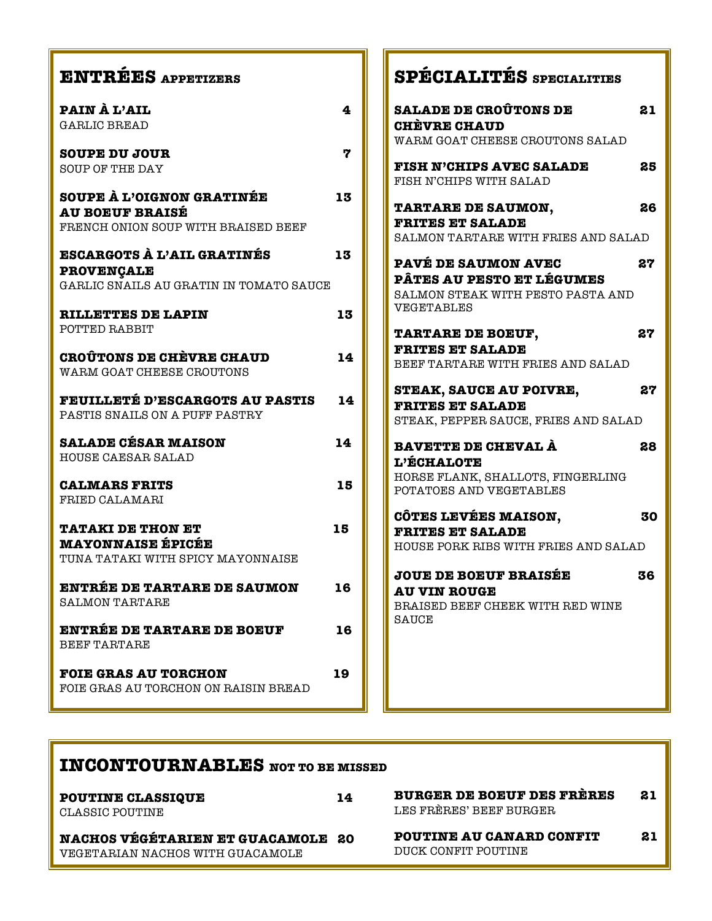## ENTRÉES *APPETIZERS*

**PAIN À L'AIL** — 4
GARLIC BREAD

**SOUPE DU JOUR** — 7
SOUP OF THE DAY

**SOUPE À L'OIGNON GRATINÉE AU BOEUF BRAISÉ** — 13
FRENCH ONION SOUP WITH BRAISED BEEF

**ESCARGOTS À L'AIL GRATINÉS PROVENÇALE** — 13
GARLIC SNAILS AU GRATIN IN TOMATO SAUCE

**RILLETTES DE LAPIN** — 13
POTTED RABBIT

**CROÛTONS DE CHÈVRE CHAUD** — 14
WARM GOAT CHEESE CROUTONS

**FEUILLETÉ D'ESCARGOTS AU PASTIS** — 14
PASTIS SNAILS ON A PUFF PASTRY

**SALADE CÉSAR MAISON** — 14
HOUSE CAESAR SALAD

**CALMARS FRITS** — 15
FRIED CALAMARI

**TATAKI DE THON ET MAYONNAISE ÉPICÉE** — 15
TUNA TATAKI WITH SPICY MAYONNAISE

**ENTRÉE DE TARTARE DE SAUMON** — 16
SALMON TARTARE

**ENTRÉE DE TARTARE DE BOEUF** — 16
BEEF TARTARE

**FOIE GRAS AU TORCHON** — 19
FOIE GRAS AU TORCHON ON RAISIN BREAD

## SPÉCIALITÉS *SPECIALITIES*

**SALADE DE CROÛTONS DE CHÈVRE CHAUD** — 21
WARM GOAT CHEESE CROUTONS SALAD

**FISH N'CHIPS AVEC SALADE** — 25
FISH N'CHIPS WITH SALAD

**TARTARE DE SAUMON, FRITES ET SALADE** — 26
SALMON TARTARE WITH FRIES AND SALAD

**PAVÉ DE SAUMON AVEC PÂTES AU PESTO ET LÉGUMES** — 27
SALMON STEAK WITH PESTO PASTA AND VEGETABLES

**TARTARE DE BOEUF, FRITES ET SALADE** — 27
BEEF TARTARE WITH FRIES AND SALAD

**STEAK, SAUCE AU POIVRE, FRITES ET SALADE** — 27
STEAK, PEPPER SAUCE, FRIES AND SALAD

**BAVETTE DE CHEVAL À L'ÉCHALOTE** — 28
HORSE FLANK, SHALLOTS, FINGERLING POTATOES AND VEGETABLES

**CÔTES LEVÉES MAISON, FRITES ET SALADE** — 30
HOUSE PORK RIBS WITH FRIES AND SALAD

**JOUE DE BOEUF BRAISÉE AU VIN ROUGE** — 36
BRAISED BEEF CHEEK WITH RED WINE SAUCE

## INCONTOURNABLES *NOT TO BE MISSED*

**POUTINE CLASSIQUE** — 14
CLASSIC POUTINE

**NACHOS VÉGÉTARIEN ET GUACAMOLE** — 20
VEGETARIAN NACHOS WITH GUACAMOLE

**BURGER DE BOEUF DES FRÈRES** — 21
LES FRÈRES' BEEF BURGER

**POUTINE AU CANARD CONFIT** — 21
DUCK CONFIT POUTINE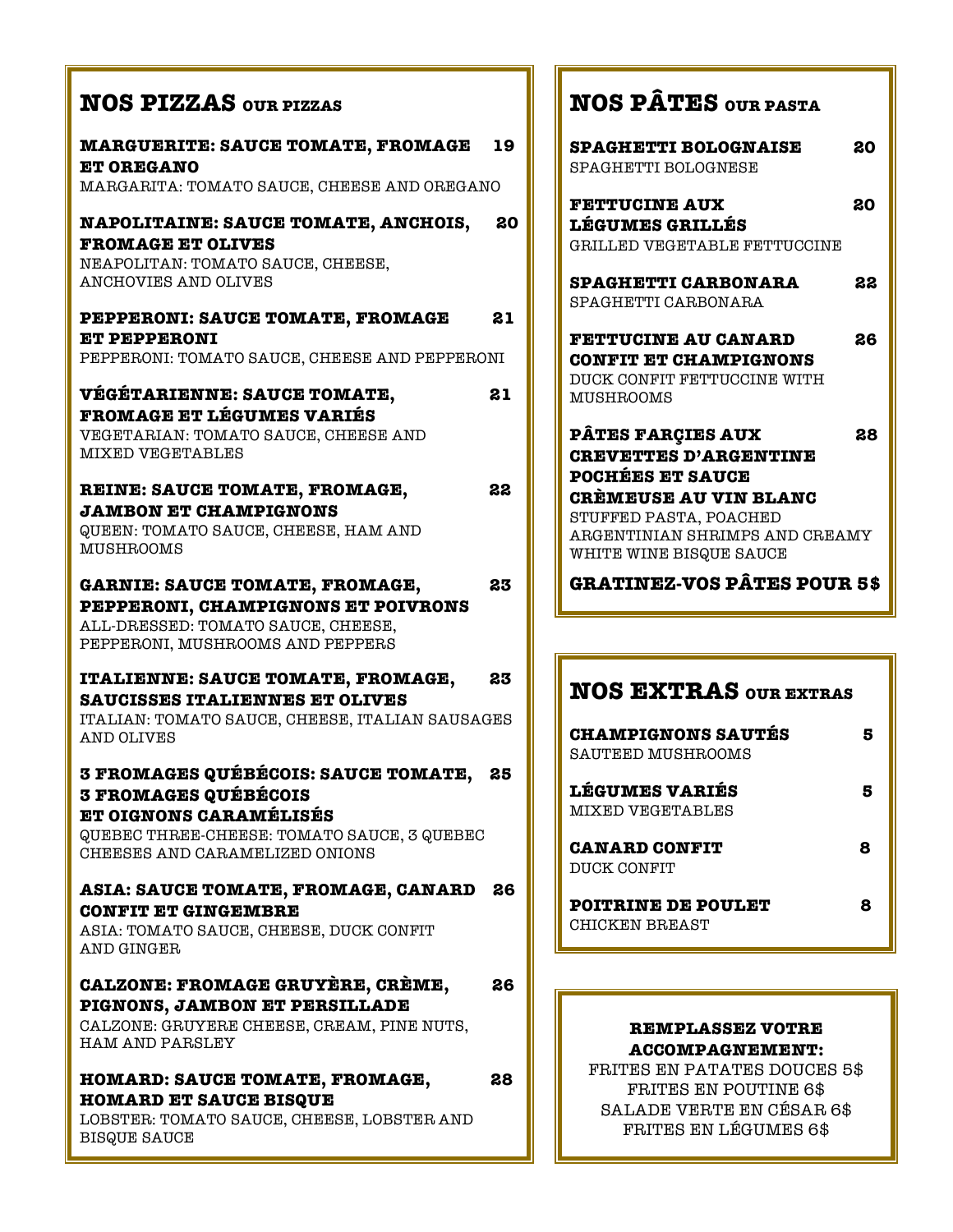## NOS PIZZAS OUR PIZZAS

**MARGUERITE: SAUCE TOMATE, FROMAGE ET OREGANO** — **19**
MARGARITA: TOMATO SAUCE, CHEESE AND OREGANO

**NAPOLITAINE: SAUCE TOMATE, ANCHOIS, FROMAGE ET OLIVES** — **20**
NEAPOLITAN: TOMATO SAUCE, CHEESE, ANCHOVIES AND OLIVES

**PEPPERONI: SAUCE TOMATE, FROMAGE ET PEPPERONI** — **21**
PEPPERONI: TOMATO SAUCE, CHEESE AND PEPPERONI

**VÉGÉTARIENNE: SAUCE TOMATE, FROMAGE ET LÉGUMES VARIÉS** — **21**
VEGETARIAN: TOMATO SAUCE, CHEESE AND MIXED VEGETABLES

**REINE: SAUCE TOMATE, FROMAGE, JAMBON ET CHAMPIGNONS** — **22**
QUEEN: TOMATO SAUCE, CHEESE, HAM AND MUSHROOMS

**GARNIE: SAUCE TOMATE, FROMAGE, PEPPERONI, CHAMPIGNONS ET POIVRONS** — **23**
ALL-DRESSED: TOMATO SAUCE, CHEESE, PEPPERONI, MUSHROOMS AND PEPPERS

**ITALIENNE: SAUCE TOMATE, FROMAGE, SAUCISSES ITALIENNES ET OLIVES** — **23**
ITALIAN: TOMATO SAUCE, CHEESE, ITALIAN SAUSAGES AND OLIVES

**3 FROMAGES QUÉBÉCOIS: SAUCE TOMATE, 3 FROMAGES QUÉBÉCOIS ET OIGNONS CARAMÉLISÉS** — **25**
QUEBEC THREE-CHEESE: TOMATO SAUCE, 3 QUEBEC CHEESES AND CARAMELIZED ONIONS

**ASIA: SAUCE TOMATE, FROMAGE, CANARD CONFIT ET GINGEMBRE** — **26**
ASIA: TOMATO SAUCE, CHEESE, DUCK CONFIT AND GINGER

**CALZONE: FROMAGE GRUYÈRE, CRÈME, PIGNONS, JAMBON ET PERSILLADE** — **26**
CALZONE: GRUYERE CHEESE, CREAM, PINE NUTS, HAM AND PARSLEY

**HOMARD: SAUCE TOMATE, FROMAGE, HOMARD ET SAUCE BISQUE** — **28**
LOBSTER: TOMATO SAUCE, CHEESE, LOBSTER AND BISQUE SAUCE

## NOS PÂTES OUR PASTA

**SPAGHETTI BOLOGNAISE** — **20**
SPAGHETTI BOLOGNESE

**FETTUCINE AUX LÉGUMES GRILLÉS** — **20**
GRILLED VEGETABLE FETTUCCINE

**SPAGHETTI CARBONARA** — **22**
SPAGHETTI CARBONARA

**FETTUCINE AU CANARD CONFIT ET CHAMPIGNONS** — **26**
DUCK CONFIT FETTUCCINE WITH MUSHROOMS

**PÂTES FARÇIES AUX CREVETTES D'ARGENTINE POCHÉES ET SAUCE CRÈMEUSE AU VIN BLANC** — **28**
STUFFED PASTA, POACHED ARGENTINIAN SHRIMPS AND CREAMY WHITE WINE BISQUE SAUCE

**GRATINEZ-VOS PÂTES POUR 5$**

## NOS EXTRAS OUR EXTRAS

**CHAMPIGNONS SAUTÉS** — **5**
SAUTEED MUSHROOMS

**LÉGUMES VARIÉS** — **5**
MIXED VEGETABLES

**CANARD CONFIT** — **8**
DUCK CONFIT

**POITRINE DE POULET** — **8**
CHICKEN BREAST

**REMPLASSEZ VOTRE ACCOMPAGNEMENT:**

FRITES EN PATATES DOUCES 5$
FRITES EN POUTINE 6$
SALADE VERTE EN CÉSAR 6$
FRITES EN LÉGUMES 6$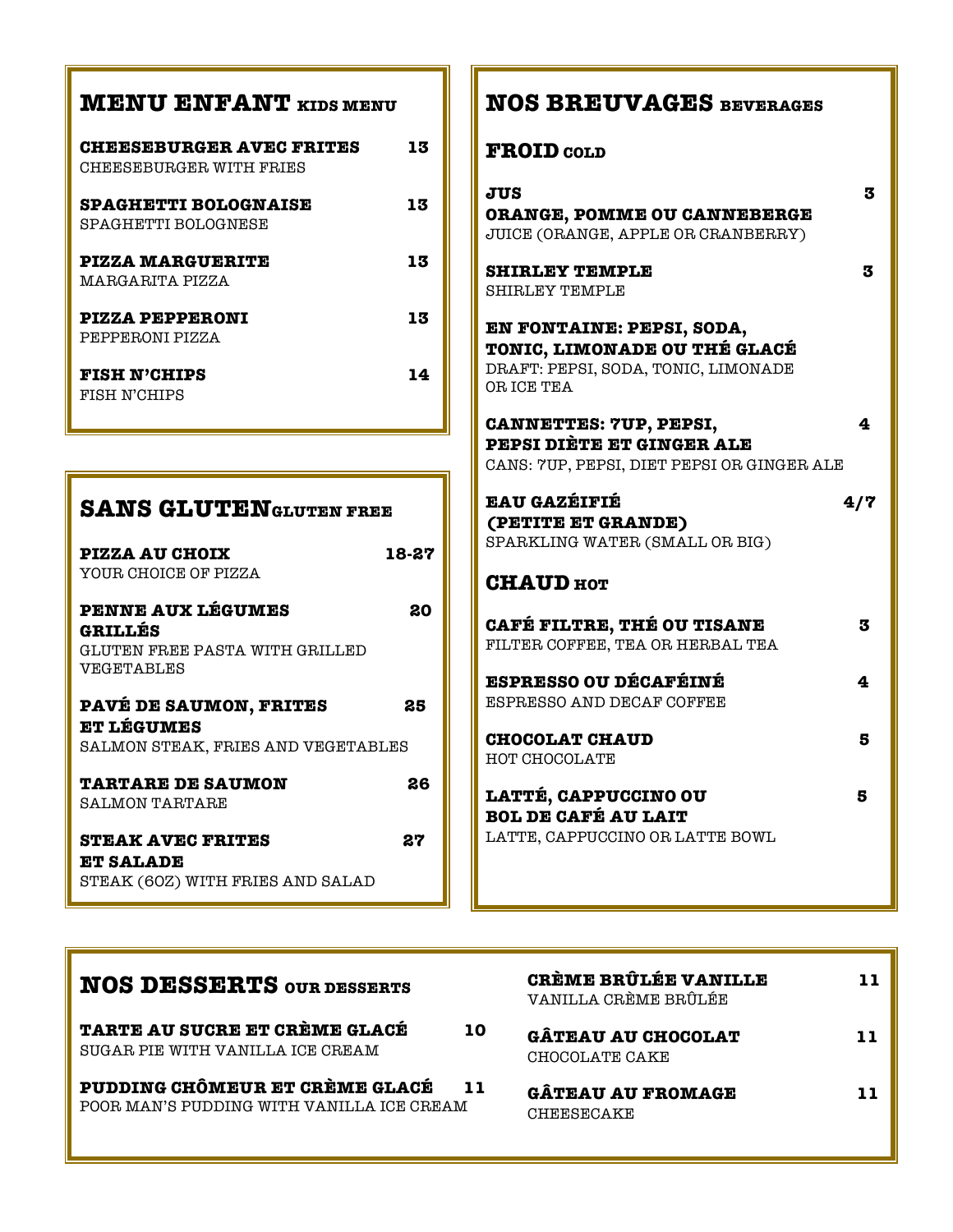## MENU ENFANT KIDS MENU

**CHEESEBURGER AVEC FRITES** 13
CHEESEBURGER WITH FRIES

**SPAGHETTI BOLOGNAISE** 13
SPAGHETTI BOLOGNESE

**PIZZA MARGUERITE** 13
MARGARITA PIZZA

**PIZZA PEPPERONI** 13
PEPPERONI PIZZA

**FISH N'CHIPS** 14
FISH N'CHIPS

## SANS GLUTEN GLUTEN FREE

**PIZZA AU CHOIX** 18-27
YOUR CHOICE OF PIZZA

**PENNE AUX LÉGUMES GRILLÉS** 20
GLUTEN FREE PASTA WITH GRILLED VEGETABLES

**PAVÉ DE SAUMON, FRITES ET LÉGUMES** 25
SALMON STEAK, FRIES AND VEGETABLES

**TARTARE DE SAUMON** 26
SALMON TARTARE

**STEAK AVEC FRITES ET SALADE** 27
STEAK (6OZ) WITH FRIES AND SALAD

## NOS BREUVAGES BEVERAGES

### FROID COLD

**JUS ORANGE, POMME OU CANNEBERGE** 3
JUICE (ORANGE, APPLE OR CRANBERRY)

**SHIRLEY TEMPLE** 3
SHIRLEY TEMPLE

**EN FONTAINE: PEPSI, SODA, TONIC, LIMONADE OU THÉ GLACÉ**
DRAFT: PEPSI, SODA, TONIC, LIMONADE OR ICE TEA

**CANNETTES: 7UP, PEPSI, PEPSI DIÈTE ET GINGER ALE** 4
CANS: 7UP, PEPSI, DIET PEPSI OR GINGER ALE

**EAU GAZÉIFIÉ (PETITE ET GRANDE)** 4/7
SPARKLING WATER (SMALL OR BIG)

### CHAUD HOT

**CAFÉ FILTRE, THÉ OU TISANE** 3
FILTER COFFEE, TEA OR HERBAL TEA

**ESPRESSO OU DÉCAFÉINÉ** 4
ESPRESSO AND DECAF COFFEE

**CHOCOLAT CHAUD** 5
HOT CHOCOLATE

**LATTÉ, CAPPUCCINO OU BOL DE CAFÉ AU LAIT** 5
LATTE, CAPPUCCINO OR LATTE BOWL

## NOS DESSERTS OUR DESSERTS

**TARTE AU SUCRE ET CRÈME GLACÉ** 10
SUGAR PIE WITH VANILLA ICE CREAM

**PUDDING CHÔMEUR ET CRÈME GLACÉ** 11
POOR MAN'S PUDDING WITH VANILLA ICE CREAM

**CRÈME BRÛLÉE VANILLE** 11
VANILLA CRÈME BRÛLÉE

**GÂTEAU AU CHOCOLAT** 11
CHOCOLATE CAKE

**GÂTEAU AU FROMAGE** 11
CHEESECAKE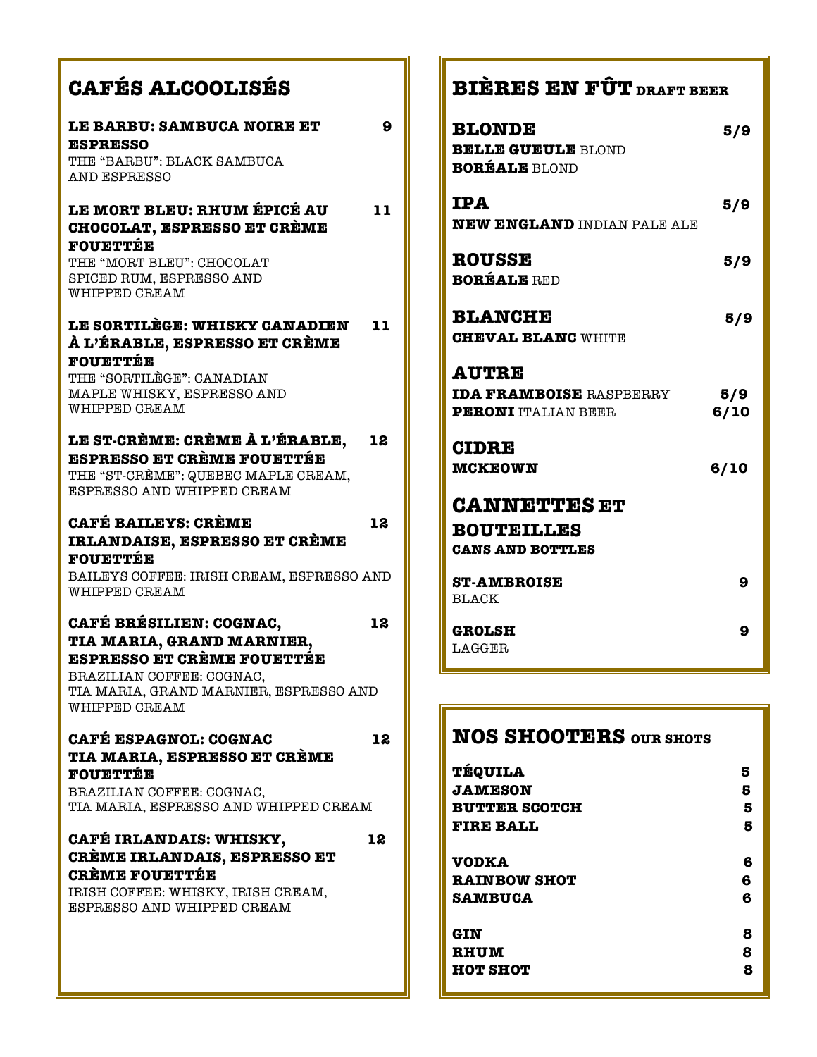## CAFÉS ALCOOLISÉS

**LE BARBU: SAMBUCA NOIRE ET ESPRESSO** 9
THE "BARBU": BLACK SAMBUCA AND ESPRESSO

**LE MORT BLEU: RHUM ÉPICÉ AU CHOCOLAT, ESPRESSO ET CRÈME FOUETTÉE** 11
THE "MORT BLEU": CHOCOLAT SPICED RUM, ESPRESSO AND WHIPPED CREAM

**LE SORTILÈGE: WHISKY CANADIEN À L'ÉRABLE, ESPRESSO ET CRÈME FOUETTÉE** 11
THE "SORTILÈGE": CANADIAN MAPLE WHISKY, ESPRESSO AND WHIPPED CREAM

**LE ST-CRÈME: CRÈME À L'ÉRABLE, ESPRESSO ET CRÈME FOUETTÉE** 12
THE "ST-CRÈME": QUEBEC MAPLE CREAM, ESPRESSO AND WHIPPED CREAM

**CAFÉ BAILEYS: CRÈME IRLANDAISE, ESPRESSO ET CRÈME FOUETTÉE** 12
BAILEYS COFFEE: IRISH CREAM, ESPRESSO AND WHIPPED CREAM

**CAFÉ BRÉSILIEN: COGNAC, TIA MARIA, GRAND MARNIER, ESPRESSO ET CRÈME FOUETTÉE** 12
BRAZILIAN COFFEE: COGNAC, TIA MARIA, GRAND MARNIER, ESPRESSO AND WHIPPED CREAM

**CAFÉ ESPAGNOL: COGNAC TIA MARIA, ESPRESSO ET CRÈME FOUETTÉE** 12
BRAZILIAN COFFEE: COGNAC, TIA MARIA, ESPRESSO AND WHIPPED CREAM

**CAFÉ IRLANDAIS: WHISKY, CRÈME IRLANDAIS, ESPRESSO ET CRÈME FOUETTÉE** 12
IRISH COFFEE: WHISKY, IRISH CREAM, ESPRESSO AND WHIPPED CREAM

## BIÈRES EN FÛT DRAFT BEER

### BLONDE 5/9
**BELLE GUEULE** BLOND
**BORÉALE** BLOND

### IPA 5/9
**NEW ENGLAND** INDIAN PALE ALE

### ROUSSE 5/9
**BORÉALE** RED

### BLANCHE 5/9
**CHEVAL BLANC** WHITE

### AUTRE
**IDA FRAMBOISE** RASPBERRY 5/9
**PERONI** ITALIAN BEER 6/10

### CIDRE
**MCKEOWN** 6/10

### CANNETTES ET BOUTEILLES
**CANS AND BOTTLES**

**ST-AMBROISE** 9
BLACK

**GROLSH** 9
LAGGER

## NOS SHOOTERS OUR SHOTS

| | |
|---|---|
| **TÉQUILA** | 5 |
| **JAMESON** | 5 |
| **BUTTER SCOTCH** | 5 |
| **FIRE BALL** | 5 |
| **VODKA** | 6 |
| **RAINBOW SHOT** | 6 |
| **SAMBUCA** | 6 |
| **GIN** | 8 |
| **RHUM** | 8 |
| **HOT SHOT** | 8 |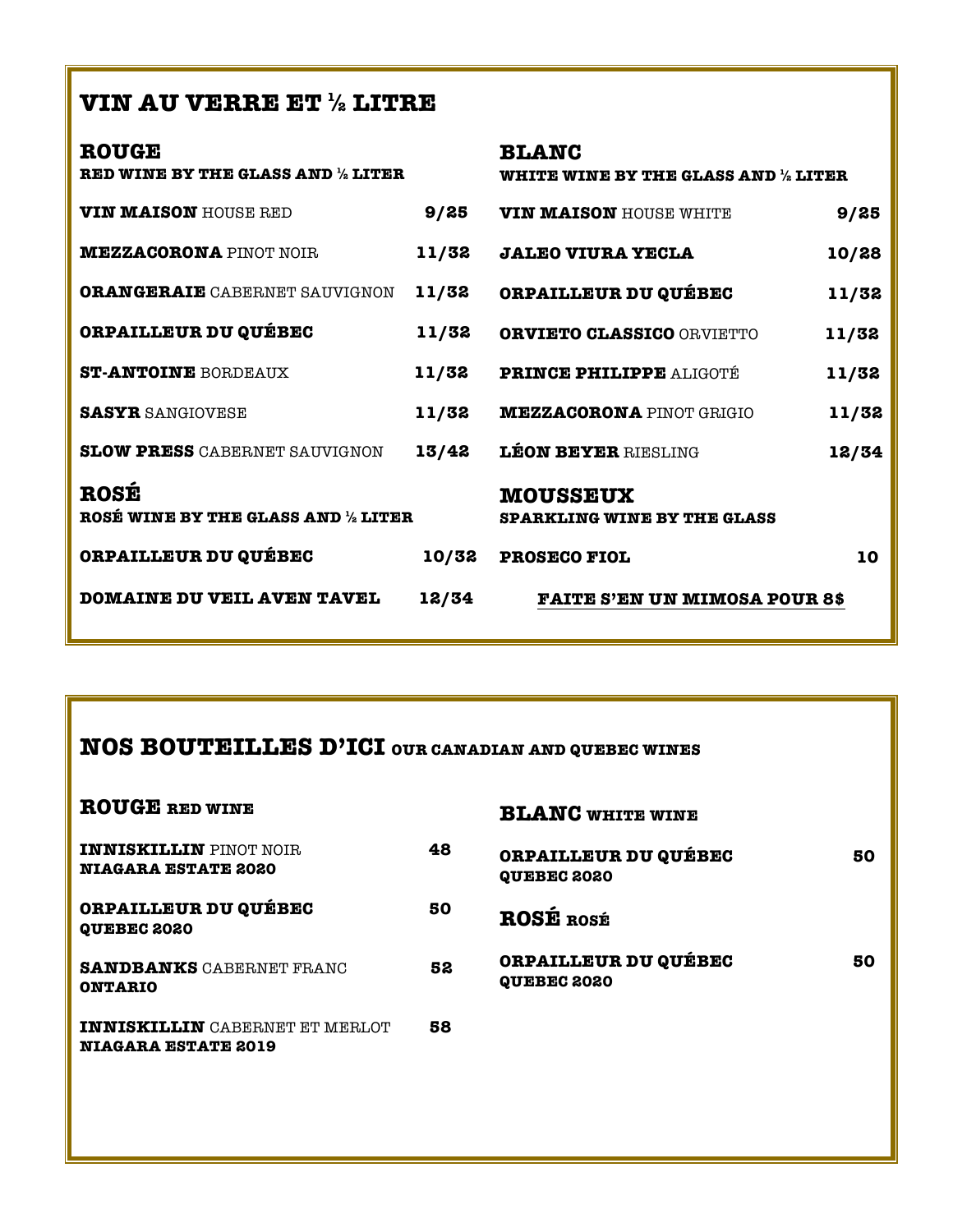# VIN AU VERRE ET ½ LITRE

## ROUGE

**RED WINE BY THE GLASS AND ½ LITER**

| | |
|---|---|
| **VIN MAISON** HOUSE RED | 9/25 |
| **MEZZACORONA** PINOT NOIR | 11/32 |
| **ORANGERAIE** CABERNET SAUVIGNON | 11/32 |
| **ORPAILLEUR DU QUÉBEC** | 11/32 |
| **ST-ANTOINE** BORDEAUX | 11/32 |
| **SASYR** SANGIOVESE | 11/32 |
| **SLOW PRESS** CABERNET SAUVIGNON | 13/42 |

## ROSÉ

**ROSÉ WINE BY THE GLASS AND ½ LITER**

| | |
|---|---|
| **ORPAILLEUR DU QUÉBEC** | 10/32 |
| **DOMAINE DU VEIL AVEN TAVEL** | 12/34 |

## BLANC

**WHITE WINE BY THE GLASS AND ½ LITER**

| | |
|---|---|
| **VIN MAISON** HOUSE WHITE | 9/25 |
| **JALEO VIURA YECLA** | 10/28 |
| **ORPAILLEUR DU QUÉBEC** | 11/32 |
| **ORVIETO CLASSICO** ORVIETTO | 11/32 |
| **PRINCE PHILIPPE** ALIGOTÉ | 11/32 |
| **MEZZACORONA** PINOT GRIGIO | 11/32 |
| **LÉON BEYER** RIESLING | 12/34 |

## MOUSSEUX

**SPARKLING WINE BY THE GLASS**

| | |
|---|---|
| **PROSECO FIOL** | 10 |

**FAITE S'EN UN MIMOSA POUR 8$**

# NOS BOUTEILLES D'ICI OUR CANADIAN AND QUEBEC WINES

## ROUGE RED WINE

| | |
|---|---|
| **INNISKILLIN** PINOT NOIR **NIAGARA ESTATE 2020** | 48 |
| **ORPAILLEUR DU QUÉBEC QUEBEC 2020** | 50 |
| **SANDBANKS** CABERNET FRANC **ONTARIO** | 52 |
| **INNISKILLIN** CABERNET ET MERLOT **NIAGARA ESTATE 2019** | 58 |

## BLANC WHITE WINE

| | |
|---|---|
| **ORPAILLEUR DU QUÉBEC QUEBEC 2020** | 50 |

## ROSÉ ROSÉ

| | |
|---|---|
| **ORPAILLEUR DU QUÉBEC QUEBEC 2020** | 50 |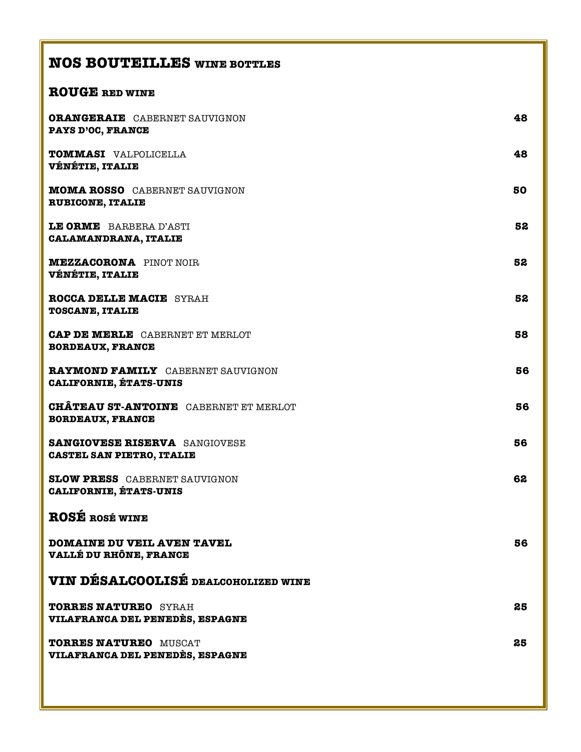# NOS BOUTEILLES WINE BOTTLES

## ROUGE RED WINE

**ORANGERAIE** CABERNET SAUVIGNON **48**
**PAYS D'OC, FRANCE**

**TOMMASI** VALPOLICELLA **48**
**VÉNÉTIE, ITALIE**

**MOMA ROSSO** CABERNET SAUVIGNON **50**
**RUBICONE, ITALIE**

**LE ORME** BARBERA D'ASTI **52**
**CALAMANDRANA, ITALIE**

**MEZZACORONA** PINOT NOIR **52**
**VÉNÉTIE, ITALIE**

**ROCCA DELLE MACIE** SYRAH **52**
**TOSCANE, ITALIE**

**CAP DE MERLE** CABERNET ET MERLOT **58**
**BORDEAUX, FRANCE**

**RAYMOND FAMILY** CABERNET SAUVIGNON **56**
**CALIFORNIE, ÉTATS-UNIS**

**CHÂTEAU ST-ANTOINE** CABERNET ET MERLOT **56**
**BORDEAUX, FRANCE**

**SANGIOVESE RISERVA** SANGIOVESE **56**
**CASTEL SAN PIETRO, ITALIE**

**SLOW PRESS** CABERNET SAUVIGNON **62**
**CALIFORNIE, ÉTATS-UNIS**

## ROSÉ ROSÉ WINE

**DOMAINE DU VEIL AVEN TAVEL** **56**
**VALLÉ DU RHÔNE, FRANCE**

## VIN DÉSALCOOLISÉ DEALCOHOLIZED WINE

**TORRES NATUREO** SYRAH **25**
**VILAFRANCA DEL PENEDÈS, ESPAGNE**

**TORRES NATUREO** MUSCAT **25**
**VILAFRANCA DEL PENEDÈS, ESPAGNE**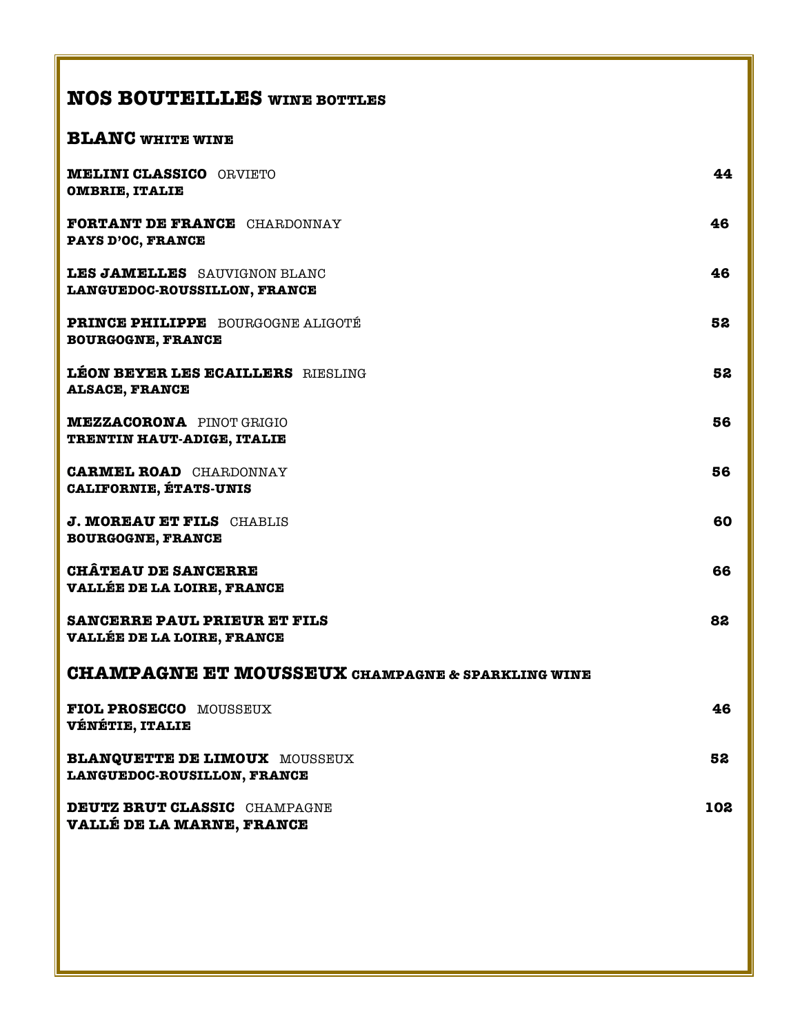# NOS BOUTEILLES WINE BOTTLES

## BLANC WHITE WINE

**MELINI CLASSICO** ORVIETO
**OMBRIE, ITALIE** — **44**

**FORTANT DE FRANCE** CHARDONNAY
**PAYS D'OC, FRANCE** — **46**

**LES JAMELLES** SAUVIGNON BLANC
**LANGUEDOC-ROUSSILLON, FRANCE** — **46**

**PRINCE PHILIPPE** BOURGOGNE ALIGOTÉ
**BOURGOGNE, FRANCE** — **52**

**LÉON BEYER LES ECAILLERS** RIESLING
**ALSACE, FRANCE** — **52**

**MEZZACORONA** PINOT GRIGIO
**TRENTIN HAUT-ADIGE, ITALIE** — **56**

**CARMEL ROAD** CHARDONNAY
**CALIFORNIE, ÉTATS-UNIS** — **56**

**J. MOREAU ET FILS** CHABLIS
**BOURGOGNE, FRANCE** — **60**

**CHÂTEAU DE SANCERRE**
**VALLÉE DE LA LOIRE, FRANCE** — **66**

**SANCERRE PAUL PRIEUR ET FILS**
**VALLÉE DE LA LOIRE, FRANCE** — **82**

## CHAMPAGNE ET MOUSSEUX CHAMPAGNE & SPARKLING WINE

**FIOL PROSECCO** MOUSSEUX
**VÉNÉTIE, ITALIE** — **46**

**BLANQUETTE DE LIMOUX** MOUSSEUX
**LANGUEDOC-ROUSILLON, FRANCE** — **52**

**DEUTZ BRUT CLASSIC** CHAMPAGNE
**VALLÉ DE LA MARNE, FRANCE** — **102**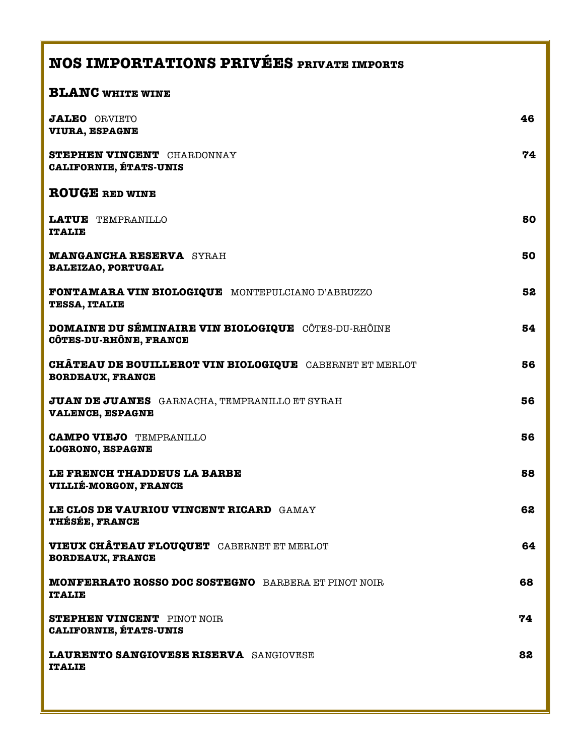# NOS IMPORTATIONS PRIVÉES PRIVATE IMPORTS

## BLANC WHITE WINE

**JALEO** ORVIETO
**VIURA, ESPAGNE** — **46**

**STEPHEN VINCENT** CHARDONNAY
**CALIFORNIE, ÉTATS-UNIS** — **74**

## ROUGE RED WINE

**LATUE** TEMPRANILLO
**ITALIE** — **50**

**MANGANCHA RESERVA** SYRAH
**BALEIZAO, PORTUGAL** — **50**

**FONTAMARA VIN BIOLOGIQUE** MONTEPULCIANO D'ABRUZZO
**TESSA, ITALIE** — **52**

**DOMAINE DU SÉMINAIRE VIN BIOLOGIQUE** CÔTES-DU-RHÔINE
**CÔTES-DU-RHÔNE, FRANCE** — **54**

**CHÂTEAU DE BOUILLEROT VIN BIOLOGIQUE** CABERNET ET MERLOT
**BORDEAUX, FRANCE** — **56**

**JUAN DE JUANES** GARNACHA, TEMPRANILLO ET SYRAH
**VALENCE, ESPAGNE** — **56**

**CAMPO VIEJO** TEMPRANILLO
**LOGRONO, ESPAGNE** — **56**

**LE FRENCH THADDEUS LA BARBE**
**VILLIÉ-MORGON, FRANCE** — **58**

**LE CLOS DE VAURIOU VINCENT RICARD** GAMAY
**THÉSÉE, FRANCE** — **62**

**VIEUX CHÂTEAU FLOUQUET** CABERNET ET MERLOT
**BORDEAUX, FRANCE** — **64**

**MONFERRATO ROSSO DOC SOSTEGNO** BARBERA ET PINOT NOIR
**ITALIE** — **68**

**STEPHEN VINCENT** PINOT NOIR
**CALIFORNIE, ÉTATS-UNIS** — **74**

**LAURENTO SANGIOVESE RISERVA** SANGIOVESE
**ITALIE** — **82**